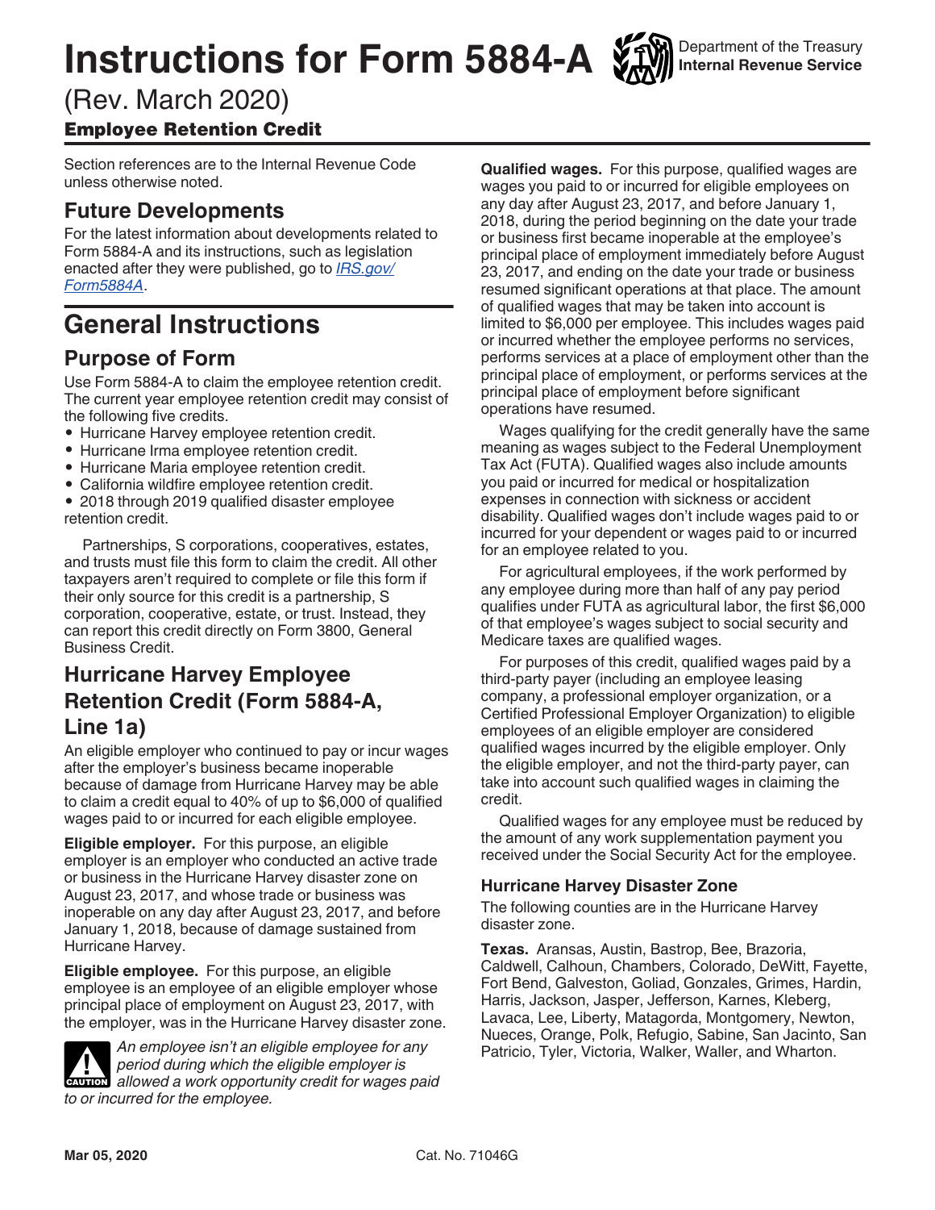# Instructions for Form 5884-A

Department of the Treasury
Internal Revenue Service

(Rev. March 2020)

**Employee Retention Credit**

Section references are to the Internal Revenue Code unless otherwise noted.

## Future Developments

For the latest information about developments related to Form 5884-A and its instructions, such as legislation enacted after they were published, go to *IRS.gov/Form5884A*.

# General Instructions

## Purpose of Form

Use Form 5884-A to claim the employee retention credit. The current year employee retention credit may consist of the following five credits.

- Hurricane Harvey employee retention credit.
- Hurricane Irma employee retention credit.
- Hurricane Maria employee retention credit.
- California wildfire employee retention credit.
- 2018 through 2019 qualified disaster employee retention credit.

Partnerships, S corporations, cooperatives, estates, and trusts must file this form to claim the credit. All other taxpayers aren't required to complete or file this form if their only source for this credit is a partnership, S corporation, cooperative, estate, or trust. Instead, they can report this credit directly on Form 3800, General Business Credit.

## Hurricane Harvey Employee Retention Credit (Form 5884-A, Line 1a)

An eligible employer who continued to pay or incur wages after the employer's business became inoperable because of damage from Hurricane Harvey may be able to claim a credit equal to 40% of up to $6,000 of qualified wages paid to or incurred for each eligible employee.

**Eligible employer.** For this purpose, an eligible employer is an employer who conducted an active trade or business in the Hurricane Harvey disaster zone on August 23, 2017, and whose trade or business was inoperable on any day after August 23, 2017, and before January 1, 2018, because of damage sustained from Hurricane Harvey.

**Eligible employee.** For this purpose, an eligible employee is an employee of an eligible employer whose principal place of employment on August 23, 2017, with the employer, was in the Hurricane Harvey disaster zone.

**CAUTION** *An employee isn't an eligible employee for any period during which the eligible employer is allowed a work opportunity credit for wages paid to or incurred for the employee.*

**Qualified wages.** For this purpose, qualified wages are wages you paid to or incurred for eligible employees on any day after August 23, 2017, and before January 1, 2018, during the period beginning on the date your trade or business first became inoperable at the employee's principal place of employment immediately before August 23, 2017, and ending on the date your trade or business resumed significant operations at that place. The amount of qualified wages that may be taken into account is limited to $6,000 per employee. This includes wages paid or incurred whether the employee performs no services, performs services at a place of employment other than the principal place of employment, or performs services at the principal place of employment before significant operations have resumed.

Wages qualifying for the credit generally have the same meaning as wages subject to the Federal Unemployment Tax Act (FUTA). Qualified wages also include amounts you paid or incurred for medical or hospitalization expenses in connection with sickness or accident disability. Qualified wages don't include wages paid to or incurred for your dependent or wages paid to or incurred for an employee related to you.

For agricultural employees, if the work performed by any employee during more than half of any pay period qualifies under FUTA as agricultural labor, the first $6,000 of that employee's wages subject to social security and Medicare taxes are qualified wages.

For purposes of this credit, qualified wages paid by a third-party payer (including an employee leasing company, a professional employer organization, or a Certified Professional Employer Organization) to eligible employees of an eligible employer are considered qualified wages incurred by the eligible employer. Only the eligible employer, and not the third-party payer, can take into account such qualified wages in claiming the credit.

Qualified wages for any employee must be reduced by the amount of any work supplementation payment you received under the Social Security Act for the employee.

### Hurricane Harvey Disaster Zone

The following counties are in the Hurricane Harvey disaster zone.

**Texas.** Aransas, Austin, Bastrop, Bee, Brazoria, Caldwell, Calhoun, Chambers, Colorado, DeWitt, Fayette, Fort Bend, Galveston, Goliad, Gonzales, Grimes, Hardin, Harris, Jackson, Jasper, Jefferson, Karnes, Kleberg, Lavaca, Lee, Liberty, Matagorda, Montgomery, Newton, Nueces, Orange, Polk, Refugio, Sabine, San Jacinto, San Patricio, Tyler, Victoria, Walker, Waller, and Wharton.

Mar 05, 2020 Cat. No. 71046G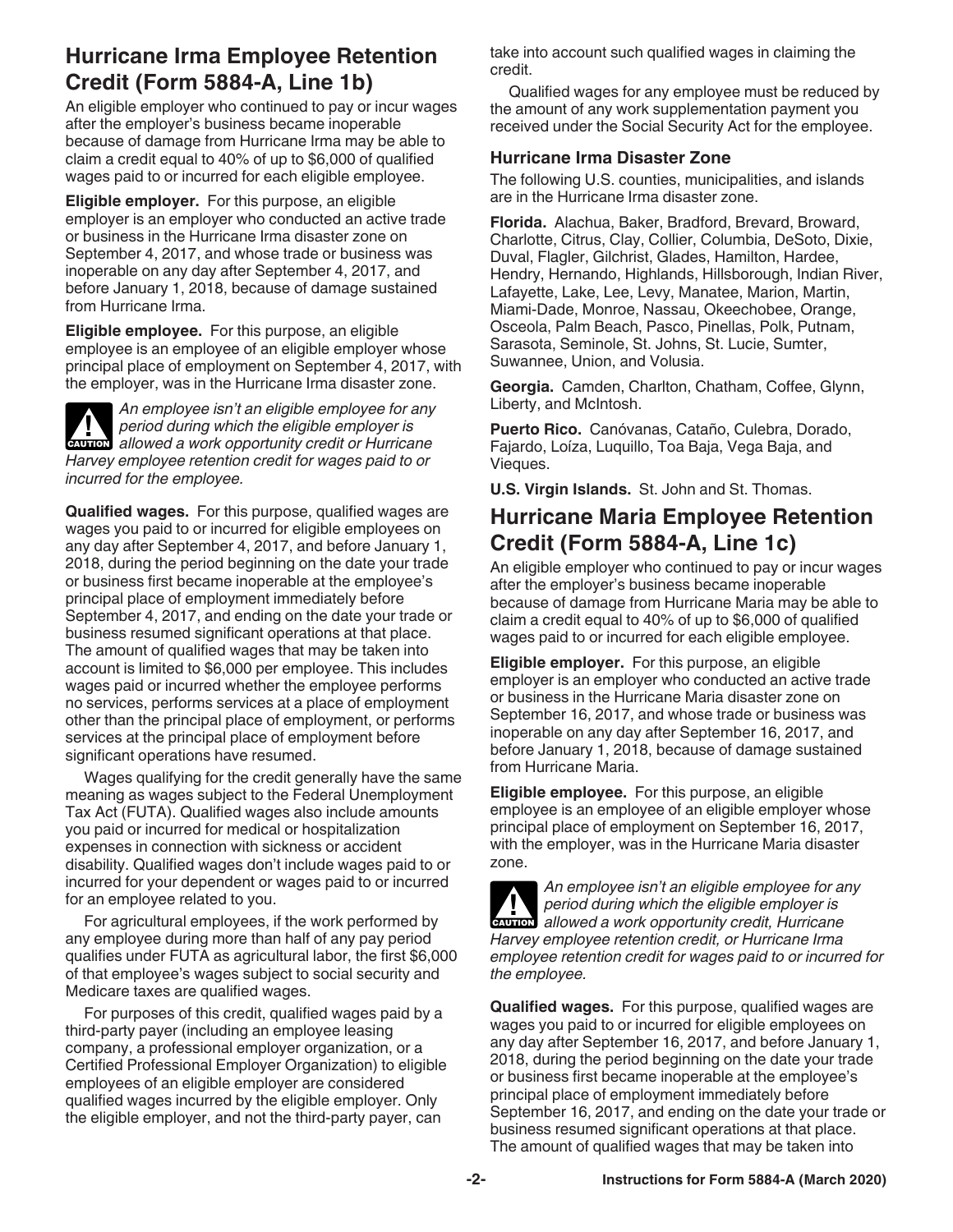## Hurricane Irma Employee Retention Credit (Form 5884-A, Line 1b)

An eligible employer who continued to pay or incur wages after the employer's business became inoperable because of damage from Hurricane Irma may be able to claim a credit equal to 40% of up to $6,000 of qualified wages paid to or incurred for each eligible employee.

**Eligible employer.** For this purpose, an eligible employer is an employer who conducted an active trade or business in the Hurricane Irma disaster zone on September 4, 2017, and whose trade or business was inoperable on any day after September 4, 2017, and before January 1, 2018, because of damage sustained from Hurricane Irma.

**Eligible employee.** For this purpose, an eligible employee is an employee of an eligible employer whose principal place of employment on September 4, 2017, with the employer, was in the Hurricane Irma disaster zone.

> **CAUTION:** *An employee isn't an eligible employee for any period during which the eligible employer is allowed a work opportunity credit or Hurricane Harvey employee retention credit for wages paid to or incurred for the employee.*

**Qualified wages.** For this purpose, qualified wages are wages you paid to or incurred for eligible employees on any day after September 4, 2017, and before January 1, 2018, during the period beginning on the date your trade or business first became inoperable at the employee's principal place of employment immediately before September 4, 2017, and ending on the date your trade or business resumed significant operations at that place. The amount of qualified wages that may be taken into account is limited to $6,000 per employee. This includes wages paid or incurred whether the employee performs no services, performs services at a place of employment other than the principal place of employment, or performs services at the principal place of employment before significant operations have resumed.

Wages qualifying for the credit generally have the same meaning as wages subject to the Federal Unemployment Tax Act (FUTA). Qualified wages also include amounts you paid or incurred for medical or hospitalization expenses in connection with sickness or accident disability. Qualified wages don't include wages paid to or incurred for your dependent or wages paid to or incurred for an employee related to you.

For agricultural employees, if the work performed by any employee during more than half of any pay period qualifies under FUTA as agricultural labor, the first $6,000 of that employee's wages subject to social security and Medicare taxes are qualified wages.

For purposes of this credit, qualified wages paid by a third-party payer (including an employee leasing company, a professional employer organization, or a Certified Professional Employer Organization) to eligible employees of an eligible employer are considered qualified wages incurred by the eligible employer. Only the eligible employer, and not the third-party payer, can take into account such qualified wages in claiming the credit.

Qualified wages for any employee must be reduced by the amount of any work supplementation payment you received under the Social Security Act for the employee.

### Hurricane Irma Disaster Zone

The following U.S. counties, municipalities, and islands are in the Hurricane Irma disaster zone.

**Florida.** Alachua, Baker, Bradford, Brevard, Broward, Charlotte, Citrus, Clay, Collier, Columbia, DeSoto, Dixie, Duval, Flagler, Gilchrist, Glades, Hamilton, Hardee, Hendry, Hernando, Highlands, Hillsborough, Indian River, Lafayette, Lake, Lee, Levy, Manatee, Marion, Martin, Miami-Dade, Monroe, Nassau, Okeechobee, Orange, Osceola, Palm Beach, Pasco, Pinellas, Polk, Putnam, Sarasota, Seminole, St. Johns, St. Lucie, Sumter, Suwannee, Union, and Volusia.

**Georgia.** Camden, Charlton, Chatham, Coffee, Glynn, Liberty, and McIntosh.

**Puerto Rico.** Canóvanas, Cataño, Culebra, Dorado, Fajardo, Loíza, Luquillo, Toa Baja, Vega Baja, and Vieques.

**U.S. Virgin Islands.** St. John and St. Thomas.

## Hurricane Maria Employee Retention Credit (Form 5884-A, Line 1c)

An eligible employer who continued to pay or incur wages after the employer's business became inoperable because of damage from Hurricane Maria may be able to claim a credit equal to 40% of up to $6,000 of qualified wages paid to or incurred for each eligible employee.

**Eligible employer.** For this purpose, an eligible employer is an employer who conducted an active trade or business in the Hurricane Maria disaster zone on September 16, 2017, and whose trade or business was inoperable on any day after September 16, 2017, and before January 1, 2018, because of damage sustained from Hurricane Maria.

**Eligible employee.** For this purpose, an eligible employee is an employee of an eligible employer whose principal place of employment on September 16, 2017, with the employer, was in the Hurricane Maria disaster zone.

> **CAUTION:** *An employee isn't an eligible employee for any period during which the eligible employer is allowed a work opportunity credit, Hurricane Harvey employee retention credit, or Hurricane Irma employee retention credit for wages paid to or incurred for the employee.*

**Qualified wages.** For this purpose, qualified wages are wages you paid to or incurred for eligible employees on any day after September 16, 2017, and before January 1, 2018, during the period beginning on the date your trade or business first became inoperable at the employee's principal place of employment immediately before September 16, 2017, and ending on the date your trade or business resumed significant operations at that place. The amount of qualified wages that may be taken into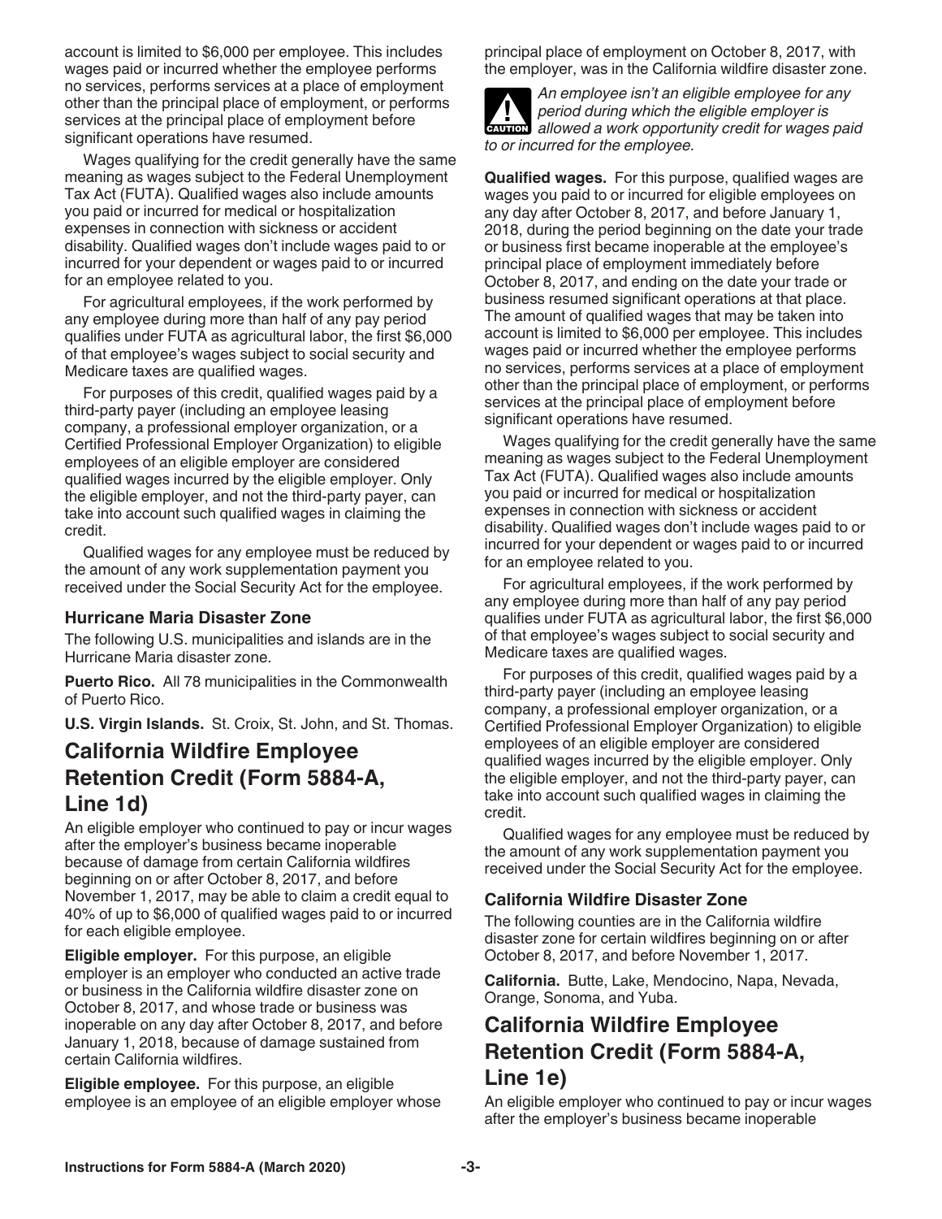account is limited to $6,000 per employee. This includes wages paid or incurred whether the employee performs no services, performs services at a place of employment other than the principal place of employment, or performs services at the principal place of employment before significant operations have resumed.

Wages qualifying for the credit generally have the same meaning as wages subject to the Federal Unemployment Tax Act (FUTA). Qualified wages also include amounts you paid or incurred for medical or hospitalization expenses in connection with sickness or accident disability. Qualified wages don't include wages paid to or incurred for your dependent or wages paid to or incurred for an employee related to you.

For agricultural employees, if the work performed by any employee during more than half of any pay period qualifies under FUTA as agricultural labor, the first $6,000 of that employee's wages subject to social security and Medicare taxes are qualified wages.

For purposes of this credit, qualified wages paid by a third-party payer (including an employee leasing company, a professional employer organization, or a Certified Professional Employer Organization) to eligible employees of an eligible employer are considered qualified wages incurred by the eligible employer. Only the eligible employer, and not the third-party payer, can take into account such qualified wages in claiming the credit.

Qualified wages for any employee must be reduced by the amount of any work supplementation payment you received under the Social Security Act for the employee.

### Hurricane Maria Disaster Zone

The following U.S. municipalities and islands are in the Hurricane Maria disaster zone.

**Puerto Rico.** All 78 municipalities in the Commonwealth of Puerto Rico.

**U.S. Virgin Islands.** St. Croix, St. John, and St. Thomas.

## California Wildfire Employee Retention Credit (Form 5884-A, Line 1d)

An eligible employer who continued to pay or incur wages after the employer's business became inoperable because of damage from certain California wildfires beginning on or after October 8, 2017, and before November 1, 2017, may be able to claim a credit equal to 40% of up to $6,000 of qualified wages paid to or incurred for each eligible employee.

**Eligible employer.** For this purpose, an eligible employer is an employer who conducted an active trade or business in the California wildfire disaster zone on October 8, 2017, and whose trade or business was inoperable on any day after October 8, 2017, and before January 1, 2018, because of damage sustained from certain California wildfires.

**Eligible employee.** For this purpose, an eligible employee is an employee of an eligible employer whose principal place of employment on October 8, 2017, with the employer, was in the California wildfire disaster zone.

**CAUTION:** *An employee isn't an eligible employee for any period during which the eligible employer is allowed a work opportunity credit for wages paid to or incurred for the employee.*

**Qualified wages.** For this purpose, qualified wages are wages you paid to or incurred for eligible employees on any day after October 8, 2017, and before January 1, 2018, during the period beginning on the date your trade or business first became inoperable at the employee's principal place of employment immediately before October 8, 2017, and ending on the date your trade or business resumed significant operations at that place. The amount of qualified wages that may be taken into account is limited to $6,000 per employee. This includes wages paid or incurred whether the employee performs no services, performs services at a place of employment other than the principal place of employment, or performs services at the principal place of employment before significant operations have resumed.

Wages qualifying for the credit generally have the same meaning as wages subject to the Federal Unemployment Tax Act (FUTA). Qualified wages also include amounts you paid or incurred for medical or hospitalization expenses in connection with sickness or accident disability. Qualified wages don't include wages paid to or incurred for your dependent or wages paid to or incurred for an employee related to you.

For agricultural employees, if the work performed by any employee during more than half of any pay period qualifies under FUTA as agricultural labor, the first $6,000 of that employee's wages subject to social security and Medicare taxes are qualified wages.

For purposes of this credit, qualified wages paid by a third-party payer (including an employee leasing company, a professional employer organization, or a Certified Professional Employer Organization) to eligible employees of an eligible employer are considered qualified wages incurred by the eligible employer. Only the eligible employer, and not the third-party payer, can take into account such qualified wages in claiming the credit.

Qualified wages for any employee must be reduced by the amount of any work supplementation payment you received under the Social Security Act for the employee.

### California Wildfire Disaster Zone

The following counties are in the California wildfire disaster zone for certain wildfires beginning on or after October 8, 2017, and before November 1, 2017.

**California.** Butte, Lake, Mendocino, Napa, Nevada, Orange, Sonoma, and Yuba.

## California Wildfire Employee Retention Credit (Form 5884-A, Line 1e)

An eligible employer who continued to pay or incur wages after the employer's business became inoperable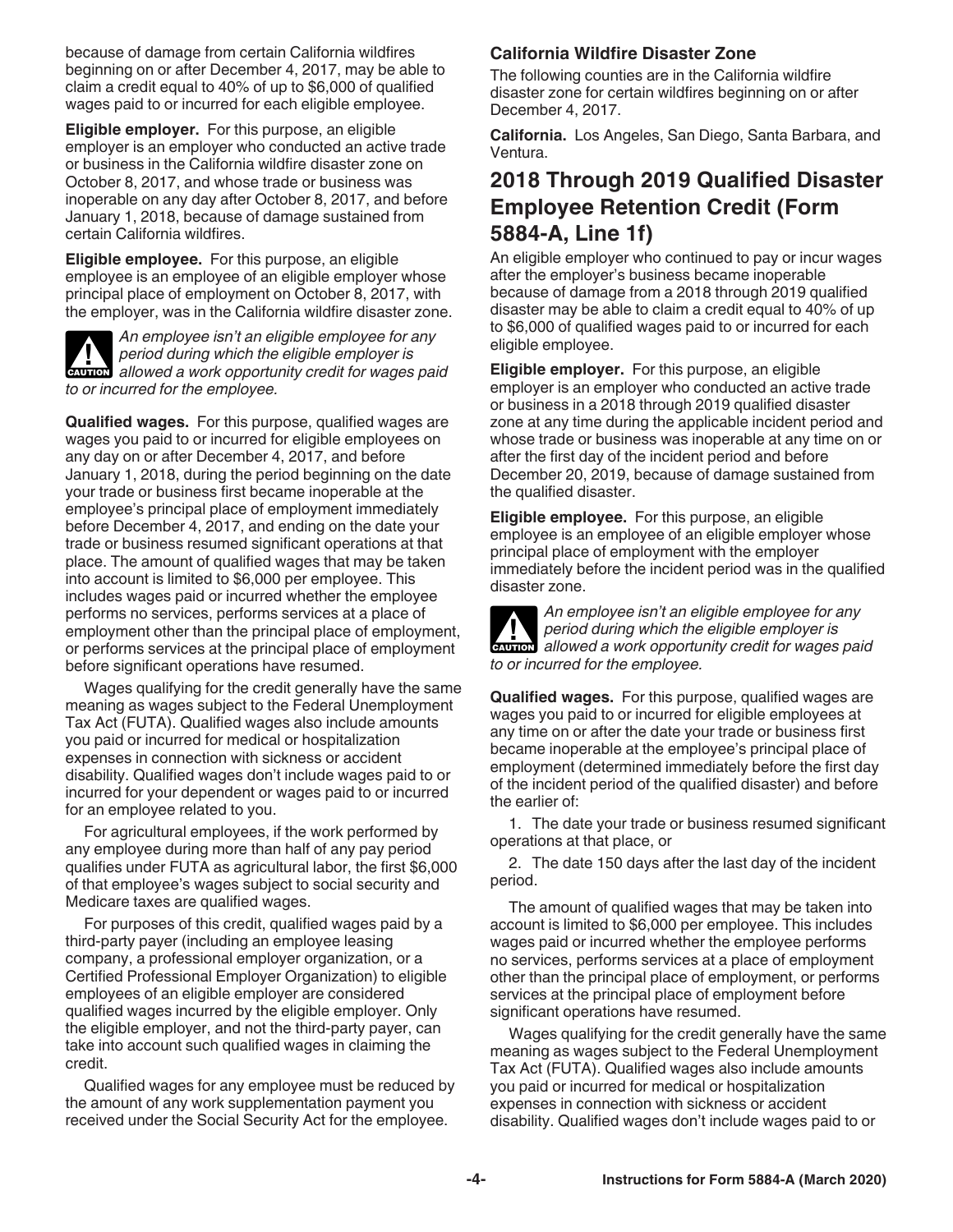because of damage from certain California wildfires beginning on or after December 4, 2017, may be able to claim a credit equal to 40% of up to $6,000 of qualified wages paid to or incurred for each eligible employee.

**Eligible employer.** For this purpose, an eligible employer is an employer who conducted an active trade or business in the California wildfire disaster zone on October 8, 2017, and whose trade or business was inoperable on any day after October 8, 2017, and before January 1, 2018, because of damage sustained from certain California wildfires.

**Eligible employee.** For this purpose, an eligible employee is an employee of an eligible employer whose principal place of employment on October 8, 2017, with the employer, was in the California wildfire disaster zone.

**CAUTION** *An employee isn't an eligible employee for any period during which the eligible employer is allowed a work opportunity credit for wages paid to or incurred for the employee.*

**Qualified wages.** For this purpose, qualified wages are wages you paid to or incurred for eligible employees on any day on or after December 4, 2017, and before January 1, 2018, during the period beginning on the date your trade or business first became inoperable at the employee's principal place of employment immediately before December 4, 2017, and ending on the date your trade or business resumed significant operations at that place. The amount of qualified wages that may be taken into account is limited to $6,000 per employee. This includes wages paid or incurred whether the employee performs no services, performs services at a place of employment other than the principal place of employment, or performs services at the principal place of employment before significant operations have resumed.

Wages qualifying for the credit generally have the same meaning as wages subject to the Federal Unemployment Tax Act (FUTA). Qualified wages also include amounts you paid or incurred for medical or hospitalization expenses in connection with sickness or accident disability. Qualified wages don't include wages paid to or incurred for your dependent or wages paid to or incurred for an employee related to you.

For agricultural employees, if the work performed by any employee during more than half of any pay period qualifies under FUTA as agricultural labor, the first $6,000 of that employee's wages subject to social security and Medicare taxes are qualified wages.

For purposes of this credit, qualified wages paid by a third-party payer (including an employee leasing company, a professional employer organization, or a Certified Professional Employer Organization) to eligible employees of an eligible employer are considered qualified wages incurred by the eligible employer. Only the eligible employer, and not the third-party payer, can take into account such qualified wages in claiming the credit.

Qualified wages for any employee must be reduced by the amount of any work supplementation payment you received under the Social Security Act for the employee.

### California Wildfire Disaster Zone

The following counties are in the California wildfire disaster zone for certain wildfires beginning on or after December 4, 2017.

**California.** Los Angeles, San Diego, Santa Barbara, and Ventura.

## 2018 Through 2019 Qualified Disaster Employee Retention Credit (Form 5884-A, Line 1f)

An eligible employer who continued to pay or incur wages after the employer's business became inoperable because of damage from a 2018 through 2019 qualified disaster may be able to claim a credit equal to 40% of up to $6,000 of qualified wages paid to or incurred for each eligible employee.

**Eligible employer.** For this purpose, an eligible employer is an employer who conducted an active trade or business in a 2018 through 2019 qualified disaster zone at any time during the applicable incident period and whose trade or business was inoperable at any time on or after the first day of the incident period and before December 20, 2019, because of damage sustained from the qualified disaster.

**Eligible employee.** For this purpose, an eligible employee is an employee of an eligible employer whose principal place of employment with the employer immediately before the incident period was in the qualified disaster zone.

**CAUTION** *An employee isn't an eligible employee for any period during which the eligible employer is allowed a work opportunity credit for wages paid to or incurred for the employee.*

**Qualified wages.** For this purpose, qualified wages are wages you paid to or incurred for eligible employees at any time on or after the date your trade or business first became inoperable at the employee's principal place of employment (determined immediately before the first day of the incident period of the qualified disaster) and before the earlier of:

1. The date your trade or business resumed significant operations at that place, or

2. The date 150 days after the last day of the incident period.

The amount of qualified wages that may be taken into account is limited to $6,000 per employee. This includes wages paid or incurred whether the employee performs no services, performs services at a place of employment other than the principal place of employment, or performs services at the principal place of employment before significant operations have resumed.

Wages qualifying for the credit generally have the same meaning as wages subject to the Federal Unemployment Tax Act (FUTA). Qualified wages also include amounts you paid or incurred for medical or hospitalization expenses in connection with sickness or accident disability. Qualified wages don't include wages paid to or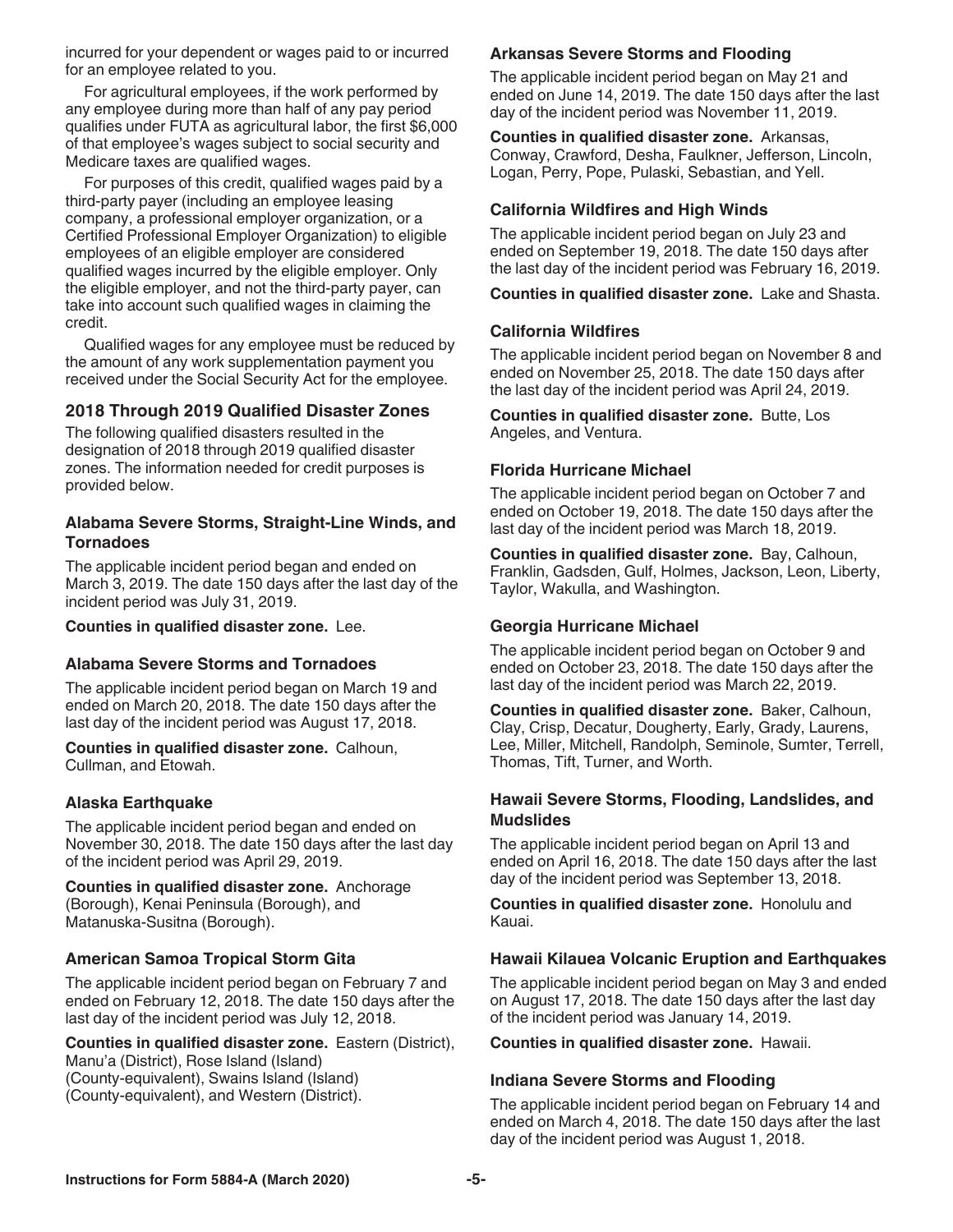incurred for your dependent or wages paid to or incurred for an employee related to you.

For agricultural employees, if the work performed by any employee during more than half of any pay period qualifies under FUTA as agricultural labor, the first $6,000 of that employee's wages subject to social security and Medicare taxes are qualified wages.

For purposes of this credit, qualified wages paid by a third-party payer (including an employee leasing company, a professional employer organization, or a Certified Professional Employer Organization) to eligible employees of an eligible employer are considered qualified wages incurred by the eligible employer. Only the eligible employer, and not the third-party payer, can take into account such qualified wages in claiming the credit.

Qualified wages for any employee must be reduced by the amount of any work supplementation payment you received under the Social Security Act for the employee.

## 2018 Through 2019 Qualified Disaster Zones

The following qualified disasters resulted in the designation of 2018 through 2019 qualified disaster zones. The information needed for credit purposes is provided below.

### Alabama Severe Storms, Straight-Line Winds, and Tornadoes

The applicable incident period began and ended on March 3, 2019. The date 150 days after the last day of the incident period was July 31, 2019.

**Counties in qualified disaster zone.** Lee.

### Alabama Severe Storms and Tornadoes

The applicable incident period began on March 19 and ended on March 20, 2018. The date 150 days after the last day of the incident period was August 17, 2018.

**Counties in qualified disaster zone.** Calhoun, Cullman, and Etowah.

### Alaska Earthquake

The applicable incident period began and ended on November 30, 2018. The date 150 days after the last day of the incident period was April 29, 2019.

**Counties in qualified disaster zone.** Anchorage (Borough), Kenai Peninsula (Borough), and Matanuska-Susitna (Borough).

### American Samoa Tropical Storm Gita

The applicable incident period began on February 7 and ended on February 12, 2018. The date 150 days after the last day of the incident period was July 12, 2018.

**Counties in qualified disaster zone.** Eastern (District), Manu'a (District), Rose Island (Island) (County-equivalent), Swains Island (Island) (County-equivalent), and Western (District).

### Arkansas Severe Storms and Flooding

The applicable incident period began on May 21 and ended on June 14, 2019. The date 150 days after the last day of the incident period was November 11, 2019.

**Counties in qualified disaster zone.** Arkansas, Conway, Crawford, Desha, Faulkner, Jefferson, Lincoln, Logan, Perry, Pope, Pulaski, Sebastian, and Yell.

### California Wildfires and High Winds

The applicable incident period began on July 23 and ended on September 19, 2018. The date 150 days after the last day of the incident period was February 16, 2019.

**Counties in qualified disaster zone.** Lake and Shasta.

### California Wildfires

The applicable incident period began on November 8 and ended on November 25, 2018. The date 150 days after the last day of the incident period was April 24, 2019.

**Counties in qualified disaster zone.** Butte, Los Angeles, and Ventura.

### Florida Hurricane Michael

The applicable incident period began on October 7 and ended on October 19, 2018. The date 150 days after the last day of the incident period was March 18, 2019.

**Counties in qualified disaster zone.** Bay, Calhoun, Franklin, Gadsden, Gulf, Holmes, Jackson, Leon, Liberty, Taylor, Wakulla, and Washington.

### Georgia Hurricane Michael

The applicable incident period began on October 9 and ended on October 23, 2018. The date 150 days after the last day of the incident period was March 22, 2019.

**Counties in qualified disaster zone.** Baker, Calhoun, Clay, Crisp, Decatur, Dougherty, Early, Grady, Laurens, Lee, Miller, Mitchell, Randolph, Seminole, Sumter, Terrell, Thomas, Tift, Turner, and Worth.

### Hawaii Severe Storms, Flooding, Landslides, and Mudslides

The applicable incident period began on April 13 and ended on April 16, 2018. The date 150 days after the last day of the incident period was September 13, 2018.

**Counties in qualified disaster zone.** Honolulu and Kauai.

### Hawaii Kilauea Volcanic Eruption and Earthquakes

The applicable incident period began on May 3 and ended on August 17, 2018. The date 150 days after the last day of the incident period was January 14, 2019.

**Counties in qualified disaster zone.** Hawaii.

### Indiana Severe Storms and Flooding

The applicable incident period began on February 14 and ended on March 4, 2018. The date 150 days after the last day of the incident period was August 1, 2018.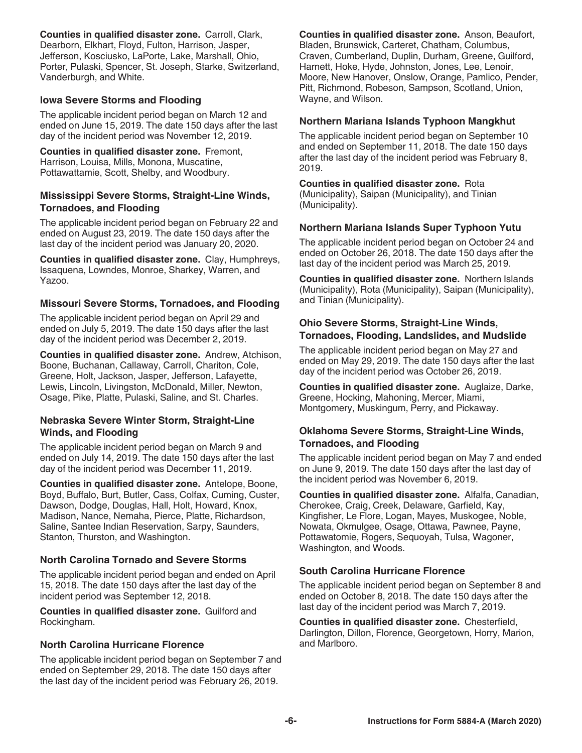**Counties in qualified disaster zone.** Carroll, Clark, Dearborn, Elkhart, Floyd, Fulton, Harrison, Jasper, Jefferson, Kosciusko, LaPorte, Lake, Marshall, Ohio, Porter, Pulaski, Spencer, St. Joseph, Starke, Switzerland, Vanderburgh, and White.

### Iowa Severe Storms and Flooding

The applicable incident period began on March 12 and ended on June 15, 2019. The date 150 days after the last day of the incident period was November 12, 2019.

**Counties in qualified disaster zone.** Fremont, Harrison, Louisa, Mills, Monona, Muscatine, Pottawattamie, Scott, Shelby, and Woodbury.

### Mississippi Severe Storms, Straight-Line Winds, Tornadoes, and Flooding

The applicable incident period began on February 22 and ended on August 23, 2019. The date 150 days after the last day of the incident period was January 20, 2020.

**Counties in qualified disaster zone.** Clay, Humphreys, Issaquena, Lowndes, Monroe, Sharkey, Warren, and Yazoo.

### Missouri Severe Storms, Tornadoes, and Flooding

The applicable incident period began on April 29 and ended on July 5, 2019. The date 150 days after the last day of the incident period was December 2, 2019.

**Counties in qualified disaster zone.** Andrew, Atchison, Boone, Buchanan, Callaway, Carroll, Chariton, Cole, Greene, Holt, Jackson, Jasper, Jefferson, Lafayette, Lewis, Lincoln, Livingston, McDonald, Miller, Newton, Osage, Pike, Platte, Pulaski, Saline, and St. Charles.

### Nebraska Severe Winter Storm, Straight-Line Winds, and Flooding

The applicable incident period began on March 9 and ended on July 14, 2019. The date 150 days after the last day of the incident period was December 11, 2019.

**Counties in qualified disaster zone.** Antelope, Boone, Boyd, Buffalo, Burt, Butler, Cass, Colfax, Cuming, Custer, Dawson, Dodge, Douglas, Hall, Holt, Howard, Knox, Madison, Nance, Nemaha, Pierce, Platte, Richardson, Saline, Santee Indian Reservation, Sarpy, Saunders, Stanton, Thurston, and Washington.

### North Carolina Tornado and Severe Storms

The applicable incident period began and ended on April 15, 2018. The date 150 days after the last day of the incident period was September 12, 2018.

**Counties in qualified disaster zone.** Guilford and Rockingham.

### North Carolina Hurricane Florence

The applicable incident period began on September 7 and ended on September 29, 2018. The date 150 days after the last day of the incident period was February 26, 2019.

**Counties in qualified disaster zone.** Anson, Beaufort, Bladen, Brunswick, Carteret, Chatham, Columbus, Craven, Cumberland, Duplin, Durham, Greene, Guilford, Harnett, Hoke, Hyde, Johnston, Jones, Lee, Lenoir, Moore, New Hanover, Onslow, Orange, Pamlico, Pender, Pitt, Richmond, Robeson, Sampson, Scotland, Union, Wayne, and Wilson.

### Northern Mariana Islands Typhoon Mangkhut

The applicable incident period began on September 10 and ended on September 11, 2018. The date 150 days after the last day of the incident period was February 8, 2019.

**Counties in qualified disaster zone.** Rota (Municipality), Saipan (Municipality), and Tinian (Municipality).

### Northern Mariana Islands Super Typhoon Yutu

The applicable incident period began on October 24 and ended on October 26, 2018. The date 150 days after the last day of the incident period was March 25, 2019.

**Counties in qualified disaster zone.** Northern Islands (Municipality), Rota (Municipality), Saipan (Municipality), and Tinian (Municipality).

### Ohio Severe Storms, Straight-Line Winds, Tornadoes, Flooding, Landslides, and Mudslide

The applicable incident period began on May 27 and ended on May 29, 2019. The date 150 days after the last day of the incident period was October 26, 2019.

**Counties in qualified disaster zone.** Auglaize, Darke, Greene, Hocking, Mahoning, Mercer, Miami, Montgomery, Muskingum, Perry, and Pickaway.

### Oklahoma Severe Storms, Straight-Line Winds, Tornadoes, and Flooding

The applicable incident period began on May 7 and ended on June 9, 2019. The date 150 days after the last day of the incident period was November 6, 2019.

**Counties in qualified disaster zone.** Alfalfa, Canadian, Cherokee, Craig, Creek, Delaware, Garfield, Kay, Kingfisher, Le Flore, Logan, Mayes, Muskogee, Noble, Nowata, Okmulgee, Osage, Ottawa, Pawnee, Payne, Pottawatomie, Rogers, Sequoyah, Tulsa, Wagoner, Washington, and Woods.

### South Carolina Hurricane Florence

The applicable incident period began on September 8 and ended on October 8, 2018. The date 150 days after the last day of the incident period was March 7, 2019.

**Counties in qualified disaster zone.** Chesterfield, Darlington, Dillon, Florence, Georgetown, Horry, Marion, and Marlboro.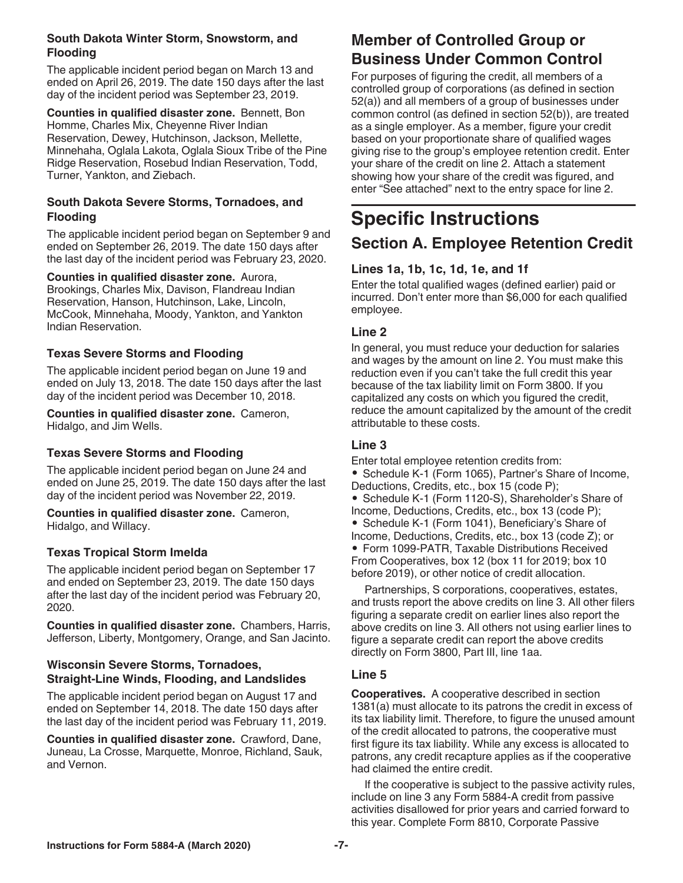### South Dakota Winter Storm, Snowstorm, and Flooding

The applicable incident period began on March 13 and ended on April 26, 2019. The date 150 days after the last day of the incident period was September 23, 2019.

**Counties in qualified disaster zone.** Bennett, Bon Homme, Charles Mix, Cheyenne River Indian Reservation, Dewey, Hutchinson, Jackson, Mellette, Minnehaha, Oglala Lakota, Oglala Sioux Tribe of the Pine Ridge Reservation, Rosebud Indian Reservation, Todd, Turner, Yankton, and Ziebach.

### South Dakota Severe Storms, Tornadoes, and Flooding

The applicable incident period began on September 9 and ended on September 26, 2019. The date 150 days after the last day of the incident period was February 23, 2020.

**Counties in qualified disaster zone.** Aurora, Brookings, Charles Mix, Davison, Flandreau Indian Reservation, Hanson, Hutchinson, Lake, Lincoln, McCook, Minnehaha, Moody, Yankton, and Yankton Indian Reservation.

### Texas Severe Storms and Flooding

The applicable incident period began on June 19 and ended on July 13, 2018. The date 150 days after the last day of the incident period was December 10, 2018.

**Counties in qualified disaster zone.** Cameron, Hidalgo, and Jim Wells.

### Texas Severe Storms and Flooding

The applicable incident period began on June 24 and ended on June 25, 2019. The date 150 days after the last day of the incident period was November 22, 2019.

**Counties in qualified disaster zone.** Cameron, Hidalgo, and Willacy.

### Texas Tropical Storm Imelda

The applicable incident period began on September 17 and ended on September 23, 2019. The date 150 days after the last day of the incident period was February 20, 2020.

**Counties in qualified disaster zone.** Chambers, Harris, Jefferson, Liberty, Montgomery, Orange, and San Jacinto.

### Wisconsin Severe Storms, Tornadoes, Straight-Line Winds, Flooding, and Landslides

The applicable incident period began on August 17 and ended on September 14, 2018. The date 150 days after the last day of the incident period was February 11, 2019.

**Counties in qualified disaster zone.** Crawford, Dane, Juneau, La Crosse, Marquette, Monroe, Richland, Sauk, and Vernon.

## Member of Controlled Group or Business Under Common Control

For purposes of figuring the credit, all members of a controlled group of corporations (as defined in section 52(a)) and all members of a group of businesses under common control (as defined in section 52(b)), are treated as a single employer. As a member, figure your credit based on your proportionate share of qualified wages giving rise to the group's employee retention credit. Enter your share of the credit on line 2. Attach a statement showing how your share of the credit was figured, and enter "See attached" next to the entry space for line 2.

# Specific Instructions

## Section A. Employee Retention Credit

### Lines 1a, 1b, 1c, 1d, 1e, and 1f

Enter the total qualified wages (defined earlier) paid or incurred. Don't enter more than $6,000 for each qualified employee.

### Line 2

In general, you must reduce your deduction for salaries and wages by the amount on line 2. You must make this reduction even if you can't take the full credit this year because of the tax liability limit on Form 3800. If you capitalized any costs on which you figured the credit, reduce the amount capitalized by the amount of the credit attributable to these costs.

### Line 3

Enter total employee retention credits from:

- Schedule K-1 (Form 1065), Partner's Share of Income, Deductions, Credits, etc., box 15 (code P);
- Schedule K-1 (Form 1120-S), Shareholder's Share of Income, Deductions, Credits, etc., box 13 (code P);
- Schedule K-1 (Form 1041), Beneficiary's Share of Income, Deductions, Credits, etc., box 13 (code Z); or
- Form 1099-PATR, Taxable Distributions Received From Cooperatives, box 12 (box 11 for 2019; box 10 before 2019), or other notice of credit allocation.

Partnerships, S corporations, cooperatives, estates, and trusts report the above credits on line 3. All other filers figuring a separate credit on earlier lines also report the above credits on line 3. All others not using earlier lines to figure a separate credit can report the above credits directly on Form 3800, Part III, line 1aa.

### Line 5

**Cooperatives.** A cooperative described in section 1381(a) must allocate to its patrons the credit in excess of its tax liability limit. Therefore, to figure the unused amount of the credit allocated to patrons, the cooperative must first figure its tax liability. While any excess is allocated to patrons, any credit recapture applies as if the cooperative had claimed the entire credit.

If the cooperative is subject to the passive activity rules, include on line 3 any Form 5884-A credit from passive activities disallowed for prior years and carried forward to this year. Complete Form 8810, Corporate Passive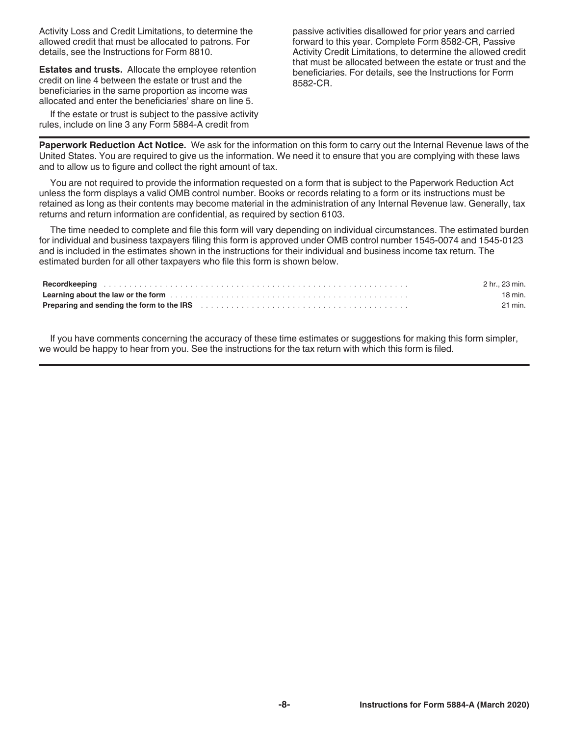Activity Loss and Credit Limitations, to determine the allowed credit that must be allocated to patrons. For details, see the Instructions for Form 8810.

**Estates and trusts.** Allocate the employee retention credit on line 4 between the estate or trust and the beneficiaries in the same proportion as income was allocated and enter the beneficiaries' share on line 5.

If the estate or trust is subject to the passive activity rules, include on line 3 any Form 5884-A credit from passive activities disallowed for prior years and carried forward to this year. Complete Form 8582-CR, Passive Activity Credit Limitations, to determine the allowed credit that must be allocated between the estate or trust and the beneficiaries. For details, see the Instructions for Form 8582-CR.

---

**Paperwork Reduction Act Notice.** We ask for the information on this form to carry out the Internal Revenue laws of the United States. You are required to give us the information. We need it to ensure that you are complying with these laws and to allow us to figure and collect the right amount of tax.

You are not required to provide the information requested on a form that is subject to the Paperwork Reduction Act unless the form displays a valid OMB control number. Books or records relating to a form or its instructions must be retained as long as their contents may become material in the administration of any Internal Revenue law. Generally, tax returns and return information are confidential, as required by section 6103.

The time needed to complete and file this form will vary depending on individual circumstances. The estimated burden for individual and business taxpayers filing this form is approved under OMB control number 1545-0074 and 1545-0123 and is included in the estimates shown in the instructions for their individual and business income tax return. The estimated burden for all other taxpayers who file this form is shown below.

| | |
|---|---|
| **Recordkeeping** | 2 hr., 23 min. |
| **Learning about the law or the form** | 18 min. |
| **Preparing and sending the form to the IRS** | 21 min. |

If you have comments concerning the accuracy of these time estimates or suggestions for making this form simpler, we would be happy to hear from you. See the instructions for the tax return with which this form is filed.